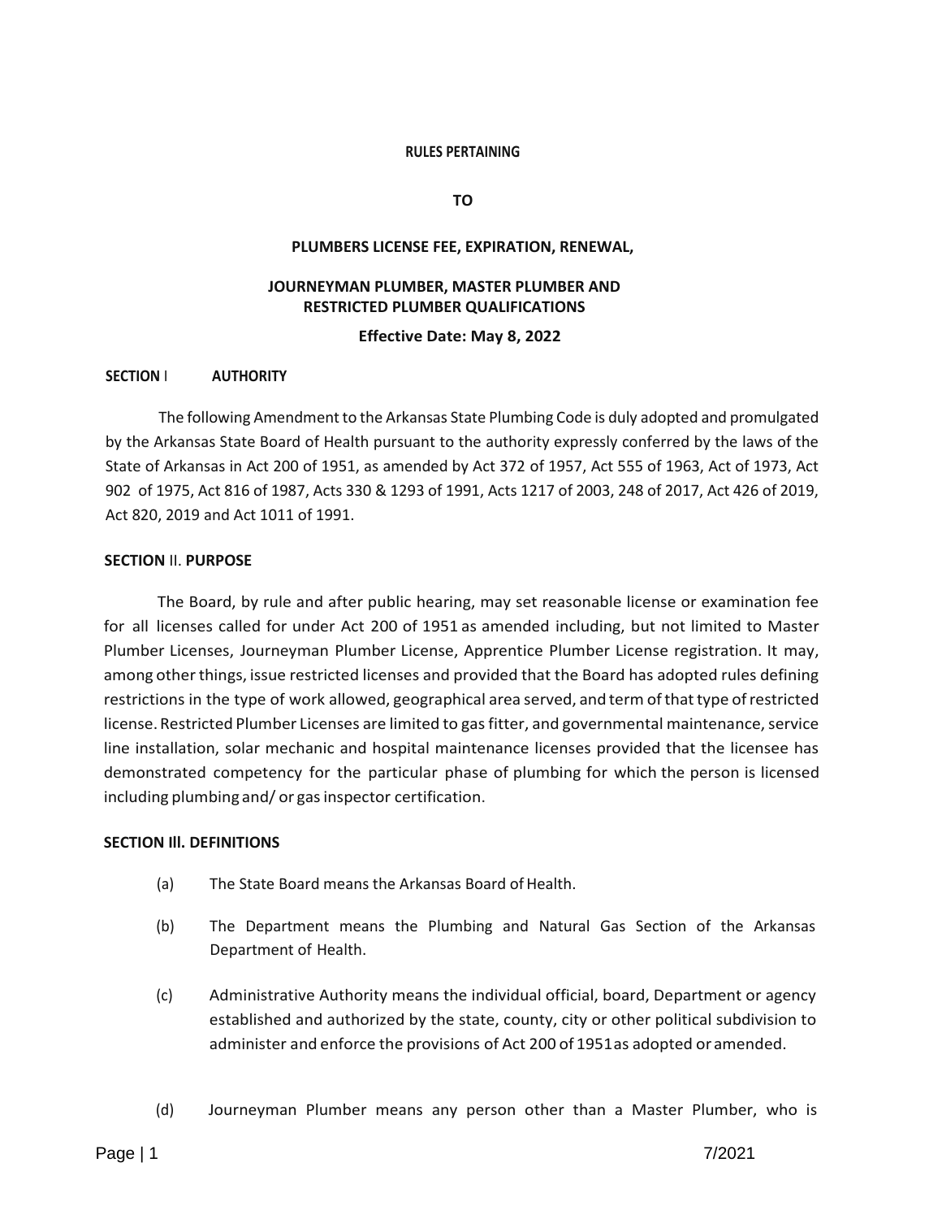# RULES PERTAINING

# TO

# PLUMBERS LICENSE FEE, EXPIRATION, RENEWAL,

# JOURNEYMAN PLUMBER, MASTER PLUMBER AND RESTRICTED PLUMBER QUALIFICATIONS

**Effective Date: May 8, 2022**

## SECTION I AUTHORITY

The following Amendment to the Arkansas State Plumbing Code is duly adopted and promulgated by the Arkansas State Board of Health pursuant to the authority expressly conferred by the laws of the State of Arkansas in Act 200 of 1951, as amended by Act 372 of 1957, Act 555 of 1963, Act of 1973, Act 902 of 1975, Act 816 of 1987, Acts 330 & 1293 of 1991, Acts 1217 of 2003, 248 of 2017, Act 426 of 2019, Act 820, 2019 and Act 1011 of 1991.

## SECTION II. PURPOSE

The Board, by rule and after public hearing, may set reasonable license or examination fee for all licenses called for under Act 200 of 1951 as amended including, but not limited to Master Plumber Licenses, Journeyman Plumber License, Apprentice Plumber License registration. It may, among other things, issue restricted licenses and provided that the Board has adopted rules defining restrictions in the type of work allowed, geographical area served, and term of that type of restricted license. Restricted Plumber Licenses are limited to gas fitter, and governmental maintenance, service line installation, solar mechanic and hospital maintenance licenses provided that the licensee has demonstrated competency for the particular phase of plumbing for which the person is licensed including plumbing and/ or gas inspector certification.

## SECTION Ill. DEFINITIONS

(a) The State Board means the Arkansas Board of Health.

(b) The Department means the Plumbing and Natural Gas Section of the Arkansas Department of Health.

(c) Administrative Authority means the individual official, board, Department or agency established and authorized by the state, county, city or other political subdivision to administer and enforce the provisions of Act 200 of 1951 as adopted or amended.

(d) Journeyman Plumber means any person other than a Master Plumber, who is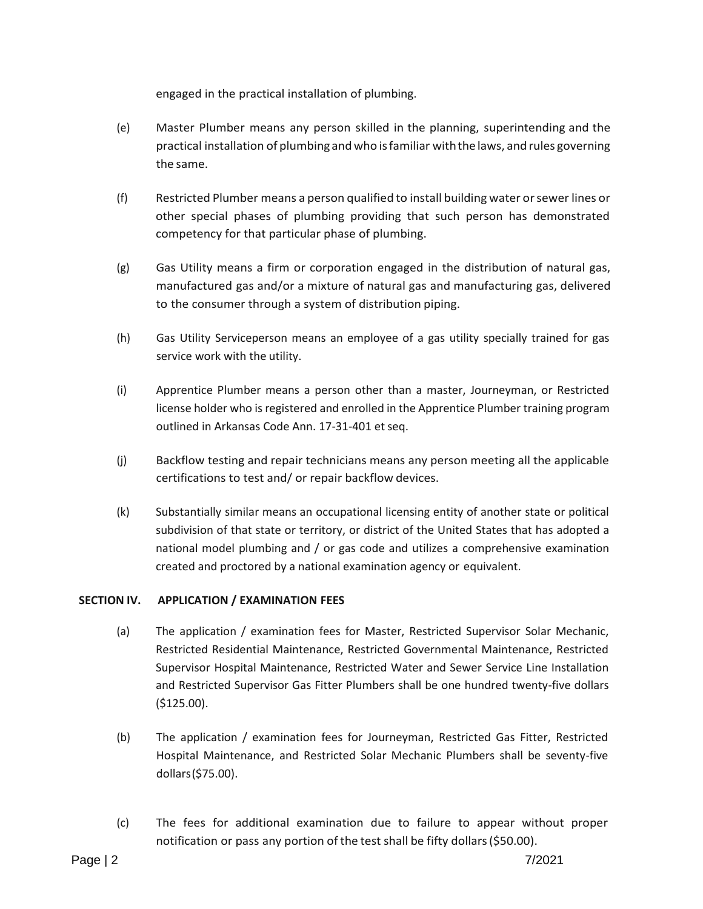engaged in the practical installation of plumbing.

(e) Master Plumber means any person skilled in the planning, superintending and the practical installation of plumbing and who is familiar with the laws, and rules governing the same.

(f) Restricted Plumber means a person qualified to install building water or sewer lines or other special phases of plumbing providing that such person has demonstrated competency for that particular phase of plumbing.

(g) Gas Utility means a firm or corporation engaged in the distribution of natural gas, manufactured gas and/or a mixture of natural gas and manufacturing gas, delivered to the consumer through a system of distribution piping.

(h) Gas Utility Serviceperson means an employee of a gas utility specially trained for gas service work with the utility.

(i) Apprentice Plumber means a person other than a master, Journeyman, or Restricted license holder who is registered and enrolled in the Apprentice Plumber training program outlined in Arkansas Code Ann. 17-31-401 et seq.

(j) Backflow testing and repair technicians means any person meeting all the applicable certifications to test and/ or repair backflow devices.

(k) Substantially similar means an occupational licensing entity of another state or political subdivision of that state or territory, or district of the United States that has adopted a national model plumbing and / or gas code and utilizes a comprehensive examination created and proctored by a national examination agency or equivalent.

## SECTION IV. APPLICATION / EXAMINATION FEES

(a) The application / examination fees for Master, Restricted Supervisor Solar Mechanic, Restricted Residential Maintenance, Restricted Governmental Maintenance, Restricted Supervisor Hospital Maintenance, Restricted Water and Sewer Service Line Installation and Restricted Supervisor Gas Fitter Plumbers shall be one hundred twenty-five dollars ($125.00).

(b) The application / examination fees for Journeyman, Restricted Gas Fitter, Restricted Hospital Maintenance, and Restricted Solar Mechanic Plumbers shall be seventy-five dollars ($75.00).

(c) The fees for additional examination due to failure to appear without proper notification or pass any portion of the test shall be fifty dollars ($50.00).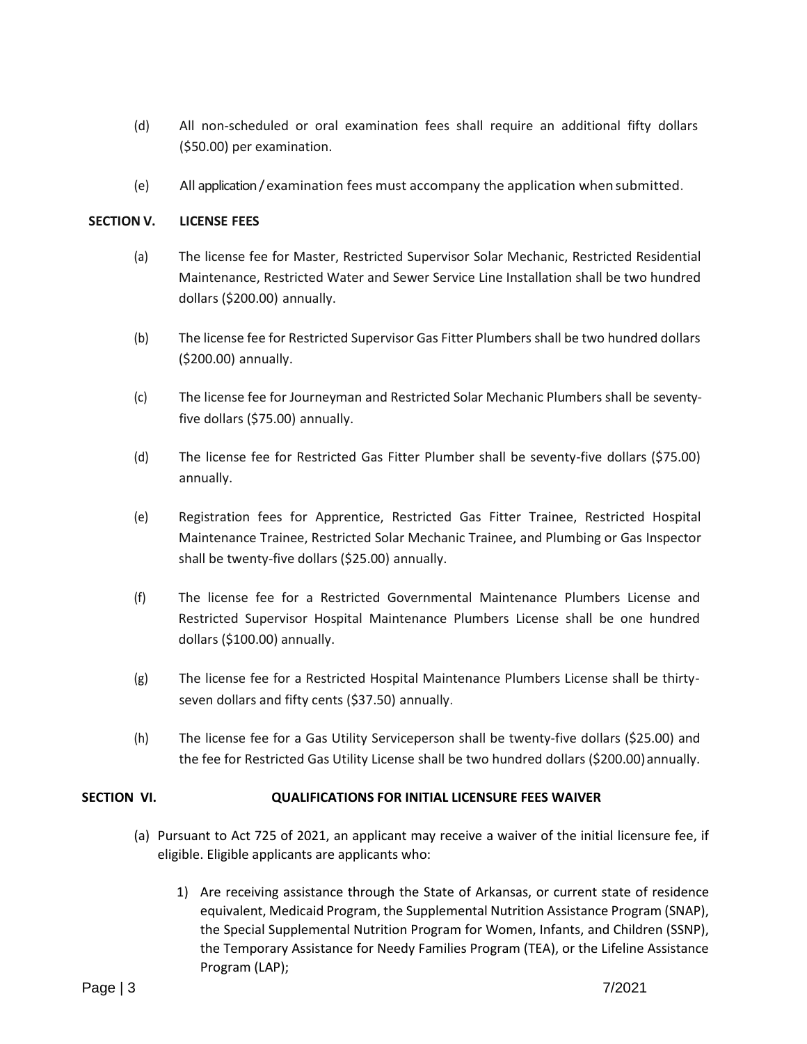(d) All non-scheduled or oral examination fees shall require an additional fifty dollars ($50.00) per examination.

(e) All application / examination fees must accompany the application when submitted.

## SECTION V. LICENSE FEES

(a) The license fee for Master, Restricted Supervisor Solar Mechanic, Restricted Residential Maintenance, Restricted Water and Sewer Service Line Installation shall be two hundred dollars ($200.00) annually.

(b) The license fee for Restricted Supervisor Gas Fitter Plumbers shall be two hundred dollars ($200.00) annually.

(c) The license fee for Journeyman and Restricted Solar Mechanic Plumbers shall be seventy-five dollars ($75.00) annually.

(d) The license fee for Restricted Gas Fitter Plumber shall be seventy-five dollars ($75.00) annually.

(e) Registration fees for Apprentice, Restricted Gas Fitter Trainee, Restricted Hospital Maintenance Trainee, Restricted Solar Mechanic Trainee, and Plumbing or Gas Inspector shall be twenty-five dollars ($25.00) annually.

(f) The license fee for a Restricted Governmental Maintenance Plumbers License and Restricted Supervisor Hospital Maintenance Plumbers License shall be one hundred dollars ($100.00) annually.

(g) The license fee for a Restricted Hospital Maintenance Plumbers License shall be thirty-seven dollars and fifty cents ($37.50) annually.

(h) The license fee for a Gas Utility Serviceperson shall be twenty-five dollars ($25.00) and the fee for Restricted Gas Utility License shall be two hundred dollars ($200.00) annually.

## SECTION VI. QUALIFICATIONS FOR INITIAL LICENSURE FEES WAIVER

(a) Pursuant to Act 725 of 2021, an applicant may receive a waiver of the initial licensure fee, if eligible. Eligible applicants are applicants who:

1) Are receiving assistance through the State of Arkansas, or current state of residence equivalent, Medicaid Program, the Supplemental Nutrition Assistance Program (SNAP), the Special Supplemental Nutrition Program for Women, Infants, and Children (SSNP), the Temporary Assistance for Needy Families Program (TEA), or the Lifeline Assistance Program (LAP);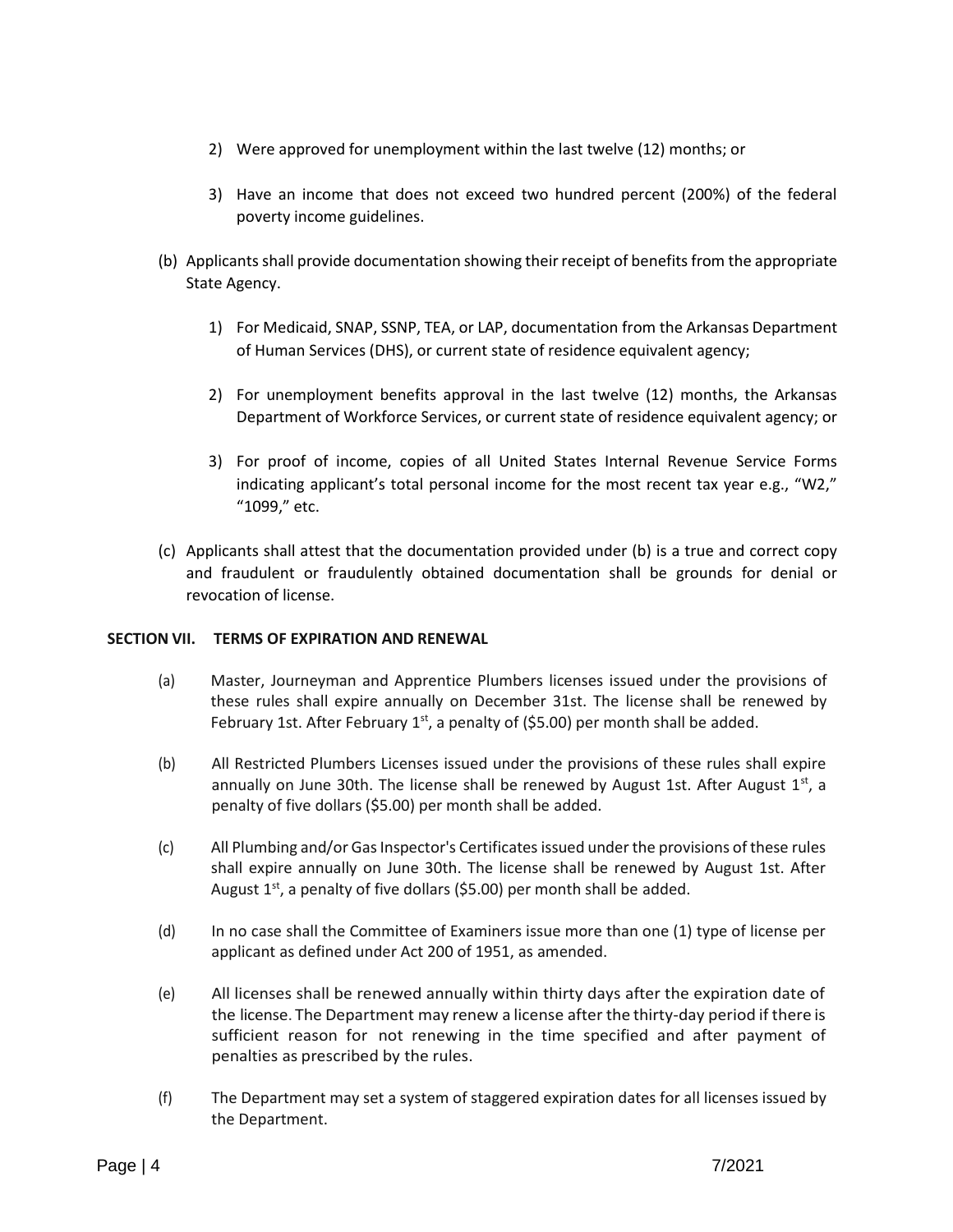2) Were approved for unemployment within the last twelve (12) months; or

3) Have an income that does not exceed two hundred percent (200%) of the federal poverty income guidelines.

(b) Applicants shall provide documentation showing their receipt of benefits from the appropriate State Agency.

1) For Medicaid, SNAP, SSNP, TEA, or LAP, documentation from the Arkansas Department of Human Services (DHS), or current state of residence equivalent agency;

2) For unemployment benefits approval in the last twelve (12) months, the Arkansas Department of Workforce Services, or current state of residence equivalent agency; or

3) For proof of income, copies of all United States Internal Revenue Service Forms indicating applicant's total personal income for the most recent tax year e.g., "W2," "1099," etc.

(c) Applicants shall attest that the documentation provided under (b) is a true and correct copy and fraudulent or fraudulently obtained documentation shall be grounds for denial or revocation of license.

**SECTION VII. TERMS OF EXPIRATION AND RENEWAL**

(a) Master, Journeyman and Apprentice Plumbers licenses issued under the provisions of these rules shall expire annually on December 31st. The license shall be renewed by February 1st. After February 1st, a penalty of ($5.00) per month shall be added.

(b) All Restricted Plumbers Licenses issued under the provisions of these rules shall expire annually on June 30th. The license shall be renewed by August 1st. After August 1st, a penalty of five dollars ($5.00) per month shall be added.

(c) All Plumbing and/or Gas Inspector's Certificates issued under the provisions of these rules shall expire annually on June 30th. The license shall be renewed by August 1st. After August 1st, a penalty of five dollars ($5.00) per month shall be added.

(d) In no case shall the Committee of Examiners issue more than one (1) type of license per applicant as defined under Act 200 of 1951, as amended.

(e) All licenses shall be renewed annually within thirty days after the expiration date of the license. The Department may renew a license after the thirty-day period if there is sufficient reason for not renewing in the time specified and after payment of penalties as prescribed by the rules.

(f) The Department may set a system of staggered expiration dates for all licenses issued by the Department.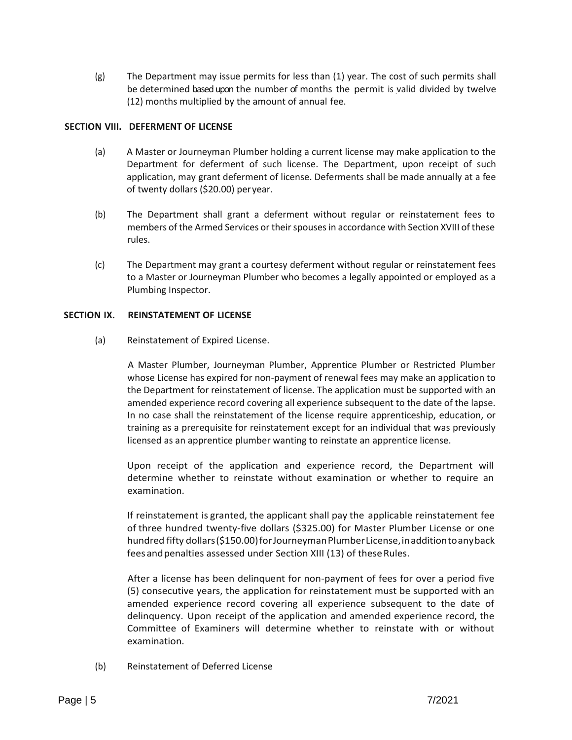(g) The Department may issue permits for less than (1) year. The cost of such permits shall be determined based upon the number of months the permit is valid divided by twelve (12) months multiplied by the amount of annual fee.

## SECTION VIII. DEFERMENT OF LICENSE

(a) A Master or Journeyman Plumber holding a current license may make application to the Department for deferment of such license. The Department, upon receipt of such application, may grant deferment of license. Deferments shall be made annually at a fee of twenty dollars ($20.00) per year.

(b) The Department shall grant a deferment without regular or reinstatement fees to members of the Armed Services or their spouses in accordance with Section XVIII of these rules.

(c) The Department may grant a courtesy deferment without regular or reinstatement fees to a Master or Journeyman Plumber who becomes a legally appointed or employed as a Plumbing Inspector.

## SECTION IX. REINSTATEMENT OF LICENSE

(a) Reinstatement of Expired License.

A Master Plumber, Journeyman Plumber, Apprentice Plumber or Restricted Plumber whose License has expired for non-payment of renewal fees may make an application to the Department for reinstatement of license. The application must be supported with an amended experience record covering all experience subsequent to the date of the lapse. In no case shall the reinstatement of the license require apprenticeship, education, or training as a prerequisite for reinstatement except for an individual that was previously licensed as an apprentice plumber wanting to reinstate an apprentice license.

Upon receipt of the application and experience record, the Department will determine whether to reinstate without examination or whether to require an examination.

If reinstatement is granted, the applicant shall pay the applicable reinstatement fee of three hundred twenty-five dollars ($325.00) for Master Plumber License or one hundred fifty dollars ($150.00) for Journeyman Plumber License, in addition to any back fees and penalties assessed under Section XIII (13) of these Rules.

After a license has been delinquent for non-payment of fees for over a period five (5) consecutive years, the application for reinstatement must be supported with an amended experience record covering all experience subsequent to the date of delinquency. Upon receipt of the application and amended experience record, the Committee of Examiners will determine whether to reinstate with or without examination.

(b) Reinstatement of Deferred License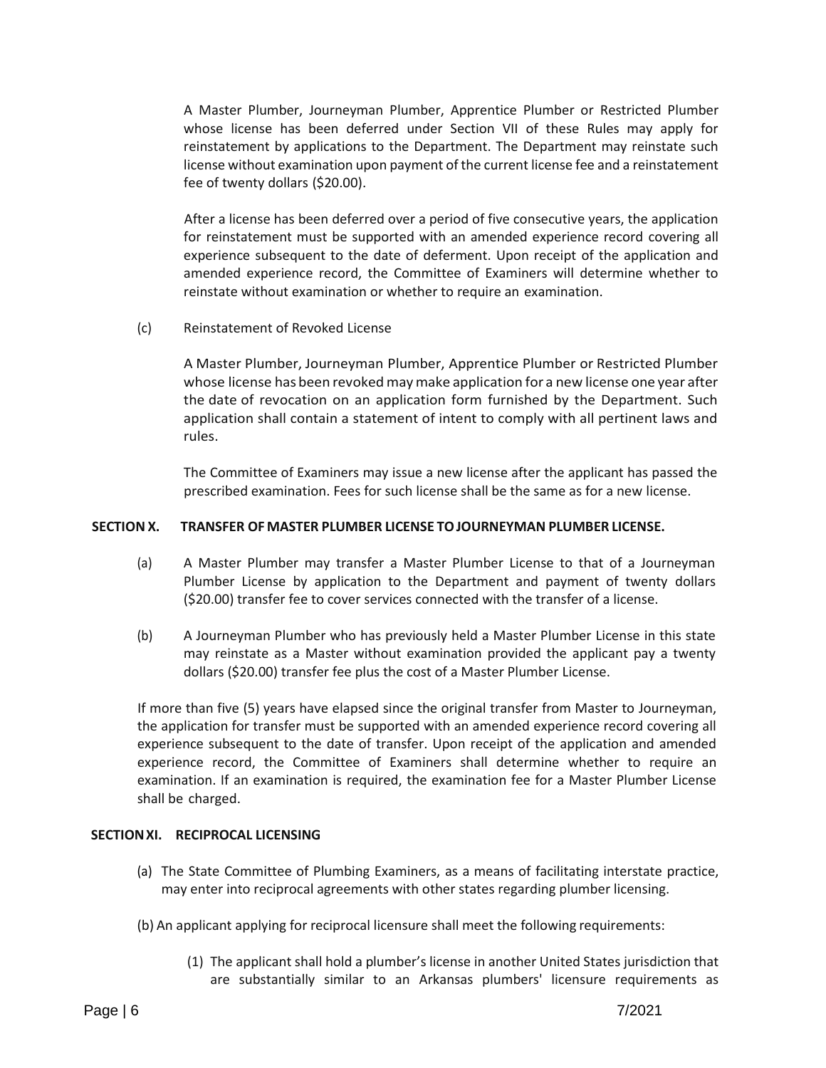A Master Plumber, Journeyman Plumber, Apprentice Plumber or Restricted Plumber whose license has been deferred under Section VII of these Rules may apply for reinstatement by applications to the Department. The Department may reinstate such license without examination upon payment of the current license fee and a reinstatement fee of twenty dollars ($20.00).

After a license has been deferred over a period of five consecutive years, the application for reinstatement must be supported with an amended experience record covering all experience subsequent to the date of deferment. Upon receipt of the application and amended experience record, the Committee of Examiners will determine whether to reinstate without examination or whether to require an examination.

(c) Reinstatement of Revoked License

A Master Plumber, Journeyman Plumber, Apprentice Plumber or Restricted Plumber whose license has been revoked may make application for a new license one year after the date of revocation on an application form furnished by the Department. Such application shall contain a statement of intent to comply with all pertinent laws and rules.

The Committee of Examiners may issue a new license after the applicant has passed the prescribed examination. Fees for such license shall be the same as for a new license.

**SECTION X. TRANSFER OF MASTER PLUMBER LICENSE TO JOURNEYMAN PLUMBER LICENSE.**

(a) A Master Plumber may transfer a Master Plumber License to that of a Journeyman Plumber License by application to the Department and payment of twenty dollars ($20.00) transfer fee to cover services connected with the transfer of a license.

(b) A Journeyman Plumber who has previously held a Master Plumber License in this state may reinstate as a Master without examination provided the applicant pay a twenty dollars ($20.00) transfer fee plus the cost of a Master Plumber License.

If more than five (5) years have elapsed since the original transfer from Master to Journeyman, the application for transfer must be supported with an amended experience record covering all experience subsequent to the date of transfer. Upon receipt of the application and amended experience record, the Committee of Examiners shall determine whether to require an examination. If an examination is required, the examination fee for a Master Plumber License shall be charged.

**SECTION XI. RECIPROCAL LICENSING**

(a) The State Committee of Plumbing Examiners, as a means of facilitating interstate practice, may enter into reciprocal agreements with other states regarding plumber licensing.

(b) An applicant applying for reciprocal licensure shall meet the following requirements:

(1) The applicant shall hold a plumber's license in another United States jurisdiction that are substantially similar to an Arkansas plumbers' licensure requirements as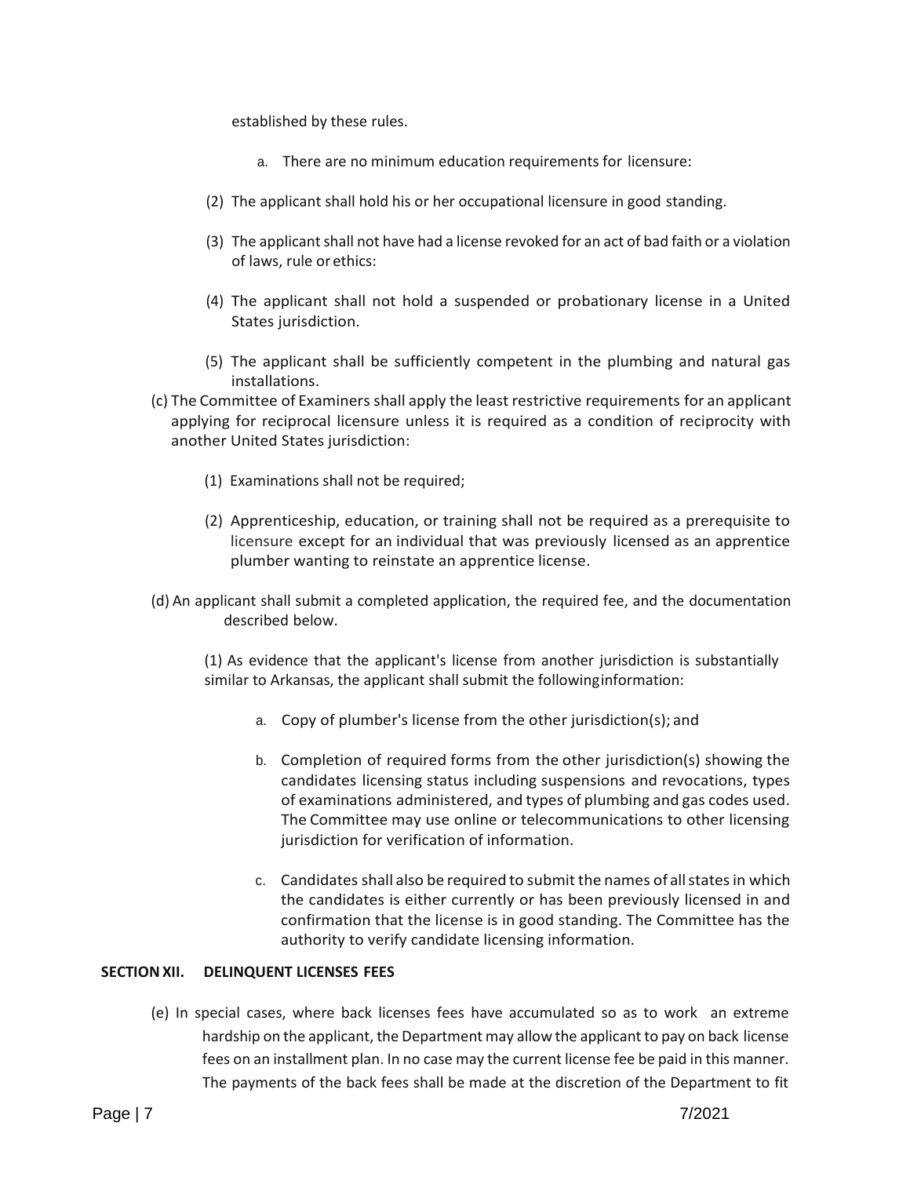established by these rules.

a. There are no minimum education requirements for licensure:

(2) The applicant shall hold his or her occupational licensure in good standing.

(3) The applicant shall not have had a license revoked for an act of bad faith or a violation of laws, rule or ethics:

(4) The applicant shall not hold a suspended or probationary license in a United States jurisdiction.

(5) The applicant shall be sufficiently competent in the plumbing and natural gas installations.

(c) The Committee of Examiners shall apply the least restrictive requirements for an applicant applying for reciprocal licensure unless it is required as a condition of reciprocity with another United States jurisdiction:

(1) Examinations shall not be required;

(2) Apprenticeship, education, or training shall not be required as a prerequisite to licensure except for an individual that was previously licensed as an apprentice plumber wanting to reinstate an apprentice license.

(d) An applicant shall submit a completed application, the required fee, and the documentation described below.

(1) As evidence that the applicant's license from another jurisdiction is substantially similar to Arkansas, the applicant shall submit the following information:

a. Copy of plumber's license from the other jurisdiction(s); and

b. Completion of required forms from the other jurisdiction(s) showing the candidates licensing status including suspensions and revocations, types of examinations administered, and types of plumbing and gas codes used. The Committee may use online or telecommunications to other licensing jurisdiction for verification of information.

c. Candidates shall also be required to submit the names of all states in which the candidates is either currently or has been previously licensed in and confirmation that the license is in good standing. The Committee has the authority to verify candidate licensing information.

## SECTION XII. DELINQUENT LICENSES FEES

(e) In special cases, where back licenses fees have accumulated so as to work an extreme hardship on the applicant, the Department may allow the applicant to pay on back license fees on an installment plan. In no case may the current license fee be paid in this manner. The payments of the back fees shall be made at the discretion of the Department to fit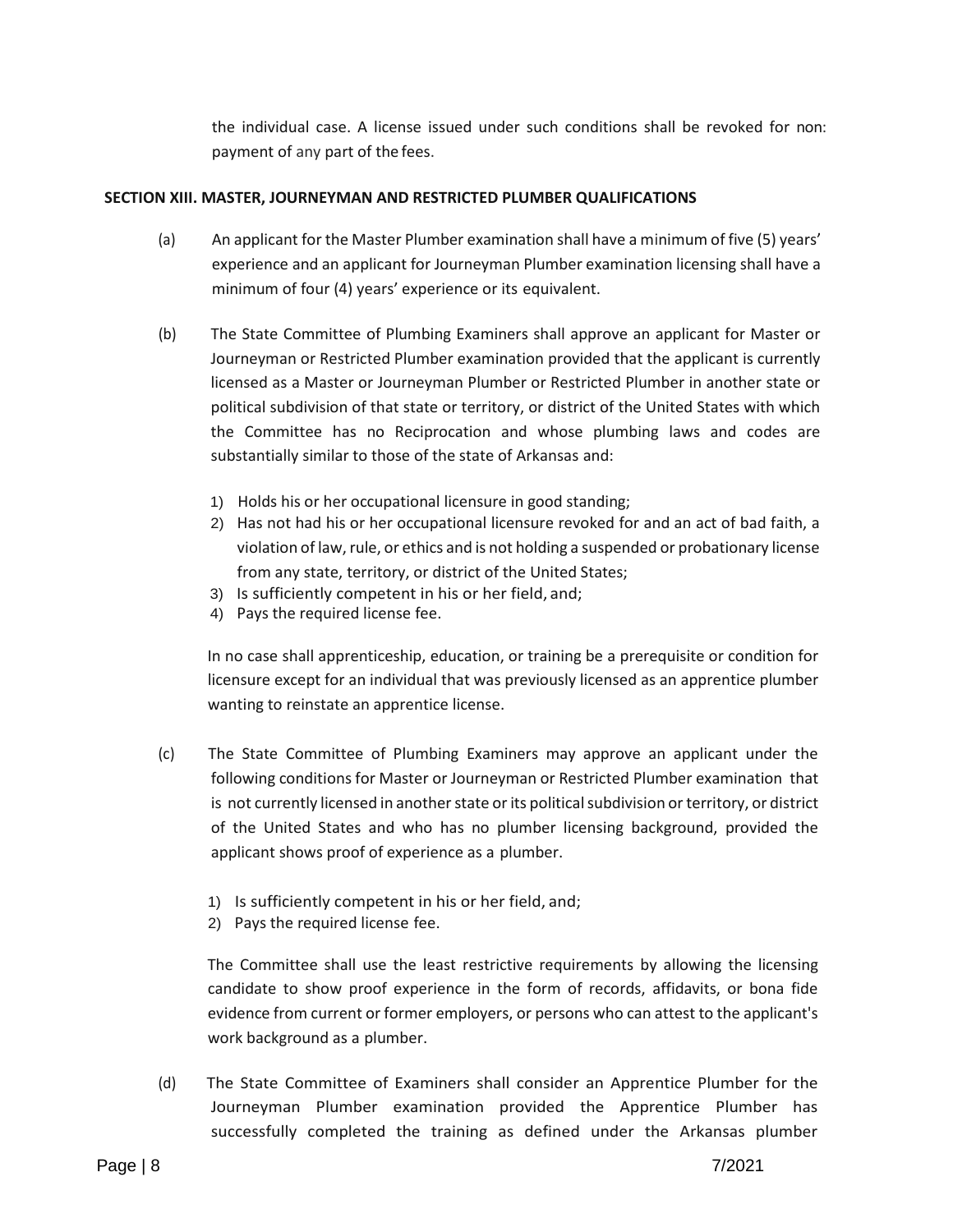the individual case. A license issued under such conditions shall be revoked for non: payment of any part of the fees.

**SECTION XIII. MASTER, JOURNEYMAN AND RESTRICTED PLUMBER QUALIFICATIONS**

(a) An applicant for the Master Plumber examination shall have a minimum of five (5) years' experience and an applicant for Journeyman Plumber examination licensing shall have a minimum of four (4) years' experience or its equivalent.

(b) The State Committee of Plumbing Examiners shall approve an applicant for Master or Journeyman or Restricted Plumber examination provided that the applicant is currently licensed as a Master or Journeyman Plumber or Restricted Plumber in another state or political subdivision of that state or territory, or district of the United States with which the Committee has no Reciprocation and whose plumbing laws and codes are substantially similar to those of the state of Arkansas and:

1) Holds his or her occupational licensure in good standing;
2) Has not had his or her occupational licensure revoked for and an act of bad faith, a violation of law, rule, or ethics and is not holding a suspended or probationary license from any state, territory, or district of the United States;
3) Is sufficiently competent in his or her field, and;
4) Pays the required license fee.

In no case shall apprenticeship, education, or training be a prerequisite or condition for licensure except for an individual that was previously licensed as an apprentice plumber wanting to reinstate an apprentice license.

(c) The State Committee of Plumbing Examiners may approve an applicant under the following conditions for Master or Journeyman or Restricted Plumber examination that is not currently licensed in another state or its political subdivision or territory, or district of the United States and who has no plumber licensing background, provided the applicant shows proof of experience as a plumber.

1) Is sufficiently competent in his or her field, and;
2) Pays the required license fee.

The Committee shall use the least restrictive requirements by allowing the licensing candidate to show proof experience in the form of records, affidavits, or bona fide evidence from current or former employers, or persons who can attest to the applicant's work background as a plumber.

(d) The State Committee of Examiners shall consider an Apprentice Plumber for the Journeyman Plumber examination provided the Apprentice Plumber has successfully completed the training as defined under the Arkansas plumber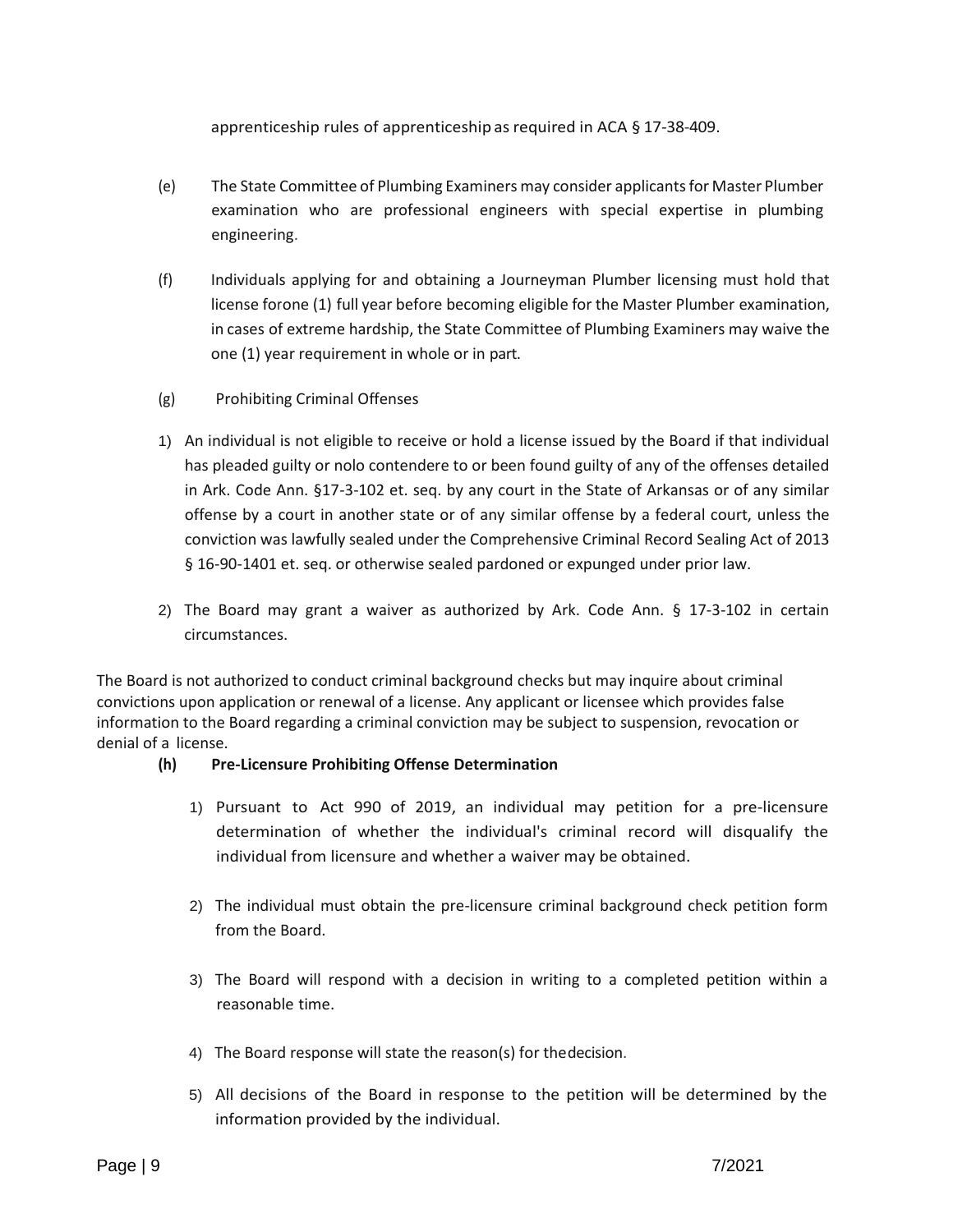apprenticeship rules of apprenticeship as required in ACA § 17-38-409.

(e) The State Committee of Plumbing Examiners may consider applicants for Master Plumber examination who are professional engineers with special expertise in plumbing engineering.

(f) Individuals applying for and obtaining a Journeyman Plumber licensing must hold that license forone (1) full year before becoming eligible for the Master Plumber examination, in cases of extreme hardship, the State Committee of Plumbing Examiners may waive the one (1) year requirement in whole or in part.

(g) Prohibiting Criminal Offenses

1) An individual is not eligible to receive or hold a license issued by the Board if that individual has pleaded guilty or nolo contendere to or been found guilty of any of the offenses detailed in Ark. Code Ann. §17-3-102 et. seq. by any court in the State of Arkansas or of any similar offense by a court in another state or of any similar offense by a federal court, unless the conviction was lawfully sealed under the Comprehensive Criminal Record Sealing Act of 2013 § 16-90-1401 et. seq. or otherwise sealed pardoned or expunged under prior law.

2) The Board may grant a waiver as authorized by Ark. Code Ann. § 17-3-102 in certain circumstances.

The Board is not authorized to conduct criminal background checks but may inquire about criminal convictions upon application or renewal of a license. Any applicant or licensee which provides false information to the Board regarding a criminal conviction may be subject to suspension, revocation or denial of a license.

**(h) Pre-Licensure Prohibiting Offense Determination**

1) Pursuant to Act 990 of 2019, an individual may petition for a pre-licensure determination of whether the individual's criminal record will disqualify the individual from licensure and whether a waiver may be obtained.

2) The individual must obtain the pre-licensure criminal background check petition form from the Board.

3) The Board will respond with a decision in writing to a completed petition within a reasonable time.

4) The Board response will state the reason(s) for thedecision.

5) All decisions of the Board in response to the petition will be determined by the information provided by the individual.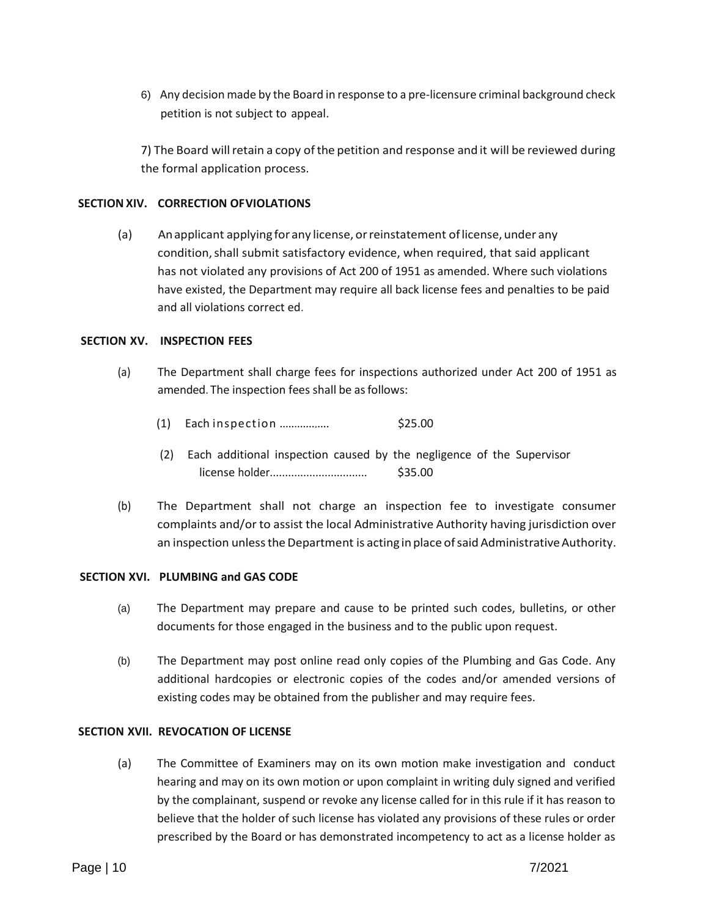6) Any decision made by the Board in response to a pre-licensure criminal background check petition is not subject to appeal.

7) The Board will retain a copy of the petition and response and it will be reviewed during the formal application process.

**SECTION XIV. CORRECTION OF VIOLATIONS**

(a) An applicant applying for any license, or reinstatement of license, under any condition, shall submit satisfactory evidence, when required, that said applicant has not violated any provisions of Act 200 of 1951 as amended. Where such violations have existed, the Department may require all back license fees and penalties to be paid and all violations correct ed.

**SECTION XV. INSPECTION FEES**

(a) The Department shall charge fees for inspections authorized under Act 200 of 1951 as amended. The inspection fees shall be as follows:

(1) Each inspection ……………. $25.00

(2) Each additional inspection caused by the negligence of the Supervisor license holder................................ $35.00

(b) The Department shall not charge an inspection fee to investigate consumer complaints and/or to assist the local Administrative Authority having jurisdiction over an inspection unless the Department is acting in place of said Administrative Authority.

**SECTION XVI. PLUMBING and GAS CODE**

(a) The Department may prepare and cause to be printed such codes, bulletins, or other documents for those engaged in the business and to the public upon request.

(b) The Department may post online read only copies of the Plumbing and Gas Code. Any additional hardcopies or electronic copies of the codes and/or amended versions of existing codes may be obtained from the publisher and may require fees.

**SECTION XVII. REVOCATION OF LICENSE**

(a) The Committee of Examiners may on its own motion make investigation and conduct hearing and may on its own motion or upon complaint in writing duly signed and verified by the complainant, suspend or revoke any license called for in this rule if it has reason to believe that the holder of such license has violated any provisions of these rules or order prescribed by the Board or has demonstrated incompetency to act as a license holder as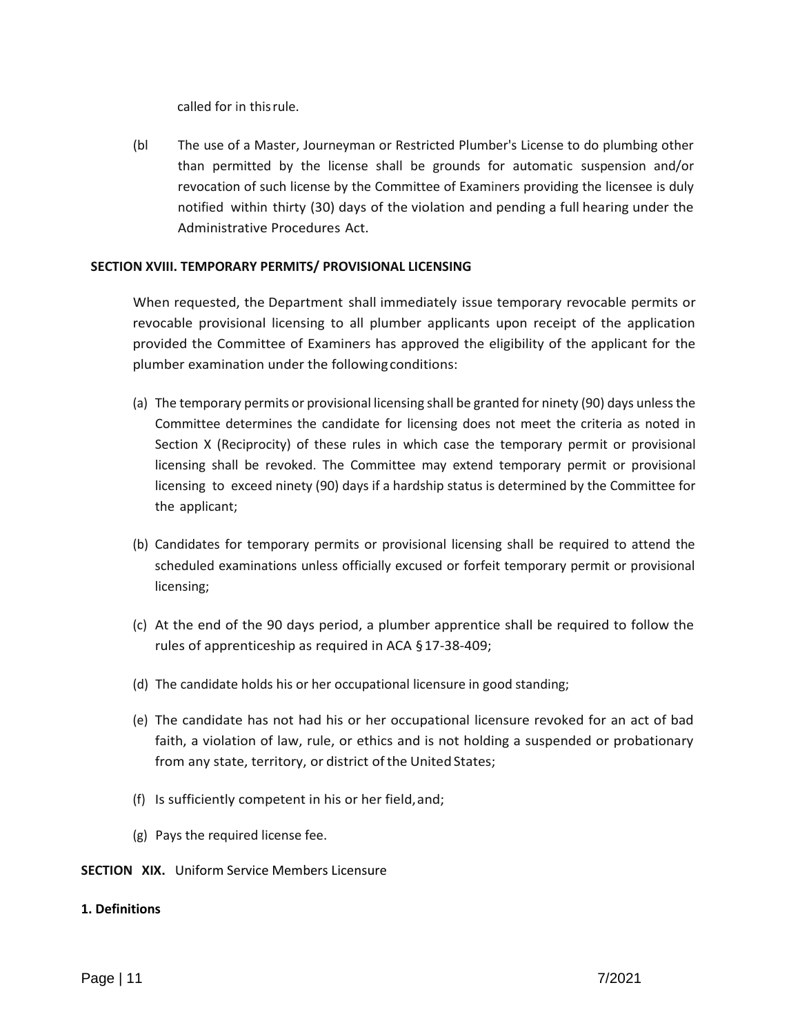called for in this rule.

(bl The use of a Master, Journeyman or Restricted Plumber's License to do plumbing other than permitted by the license shall be grounds for automatic suspension and/or revocation of such license by the Committee of Examiners providing the licensee is duly notified within thirty (30) days of the violation and pending a full hearing under the Administrative Procedures Act.

**SECTION XVIII. TEMPORARY PERMITS/ PROVISIONAL LICENSING**

When requested, the Department shall immediately issue temporary revocable permits or revocable provisional licensing to all plumber applicants upon receipt of the application provided the Committee of Examiners has approved the eligibility of the applicant for the plumber examination under the following conditions:

(a) The temporary permits or provisional licensing shall be granted for ninety (90) days unless the Committee determines the candidate for licensing does not meet the criteria as noted in Section X (Reciprocity) of these rules in which case the temporary permit or provisional licensing shall be revoked. The Committee may extend temporary permit or provisional licensing to exceed ninety (90) days if a hardship status is determined by the Committee for the applicant;

(b) Candidates for temporary permits or provisional licensing shall be required to attend the scheduled examinations unless officially excused or forfeit temporary permit or provisional licensing;

(c) At the end of the 90 days period, a plumber apprentice shall be required to follow the rules of apprenticeship as required in ACA §17-38-409;

(d) The candidate holds his or her occupational licensure in good standing;

(e) The candidate has not had his or her occupational licensure revoked for an act of bad faith, a violation of law, rule, or ethics and is not holding a suspended or probationary from any state, territory, or district of the United States;

(f) Is sufficiently competent in his or her field, and;

(g) Pays the required license fee.

**SECTION XIX.** Uniform Service Members Licensure

**1. Definitions**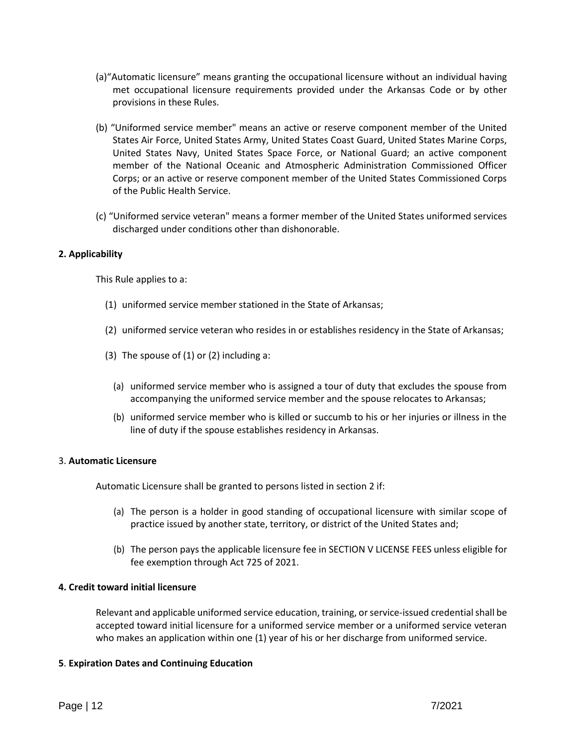(a)"Automatic licensure" means granting the occupational licensure without an individual having met occupational licensure requirements provided under the Arkansas Code or by other provisions in these Rules.

(b) "Uniformed service member" means an active or reserve component member of the United States Air Force, United States Army, United States Coast Guard, United States Marine Corps, United States Navy, United States Space Force, or National Guard; an active component member of the National Oceanic and Atmospheric Administration Commissioned Officer Corps; or an active or reserve component member of the United States Commissioned Corps of the Public Health Service.

(c) "Uniformed service veteran" means a former member of the United States uniformed services discharged under conditions other than dishonorable.

**2. Applicability**

This Rule applies to a:

(1) uniformed service member stationed in the State of Arkansas;

(2) uniformed service veteran who resides in or establishes residency in the State of Arkansas;

(3) The spouse of (1) or (2) including a:

(a) uniformed service member who is assigned a tour of duty that excludes the spouse from accompanying the uniformed service member and the spouse relocates to Arkansas;

(b) uniformed service member who is killed or succumb to his or her injuries or illness in the line of duty if the spouse establishes residency in Arkansas.

3. **Automatic Licensure**

Automatic Licensure shall be granted to persons listed in section 2 if:

(a) The person is a holder in good standing of occupational licensure with similar scope of practice issued by another state, territory, or district of the United States and;

(b) The person pays the applicable licensure fee in SECTION V LICENSE FEES unless eligible for fee exemption through Act 725 of 2021.

**4. Credit toward initial licensure**

Relevant and applicable uniformed service education, training, or service-issued credential shall be accepted toward initial licensure for a uniformed service member or a uniformed service veteran who makes an application within one (1) year of his or her discharge from uniformed service.

**5**. **Expiration Dates and Continuing Education**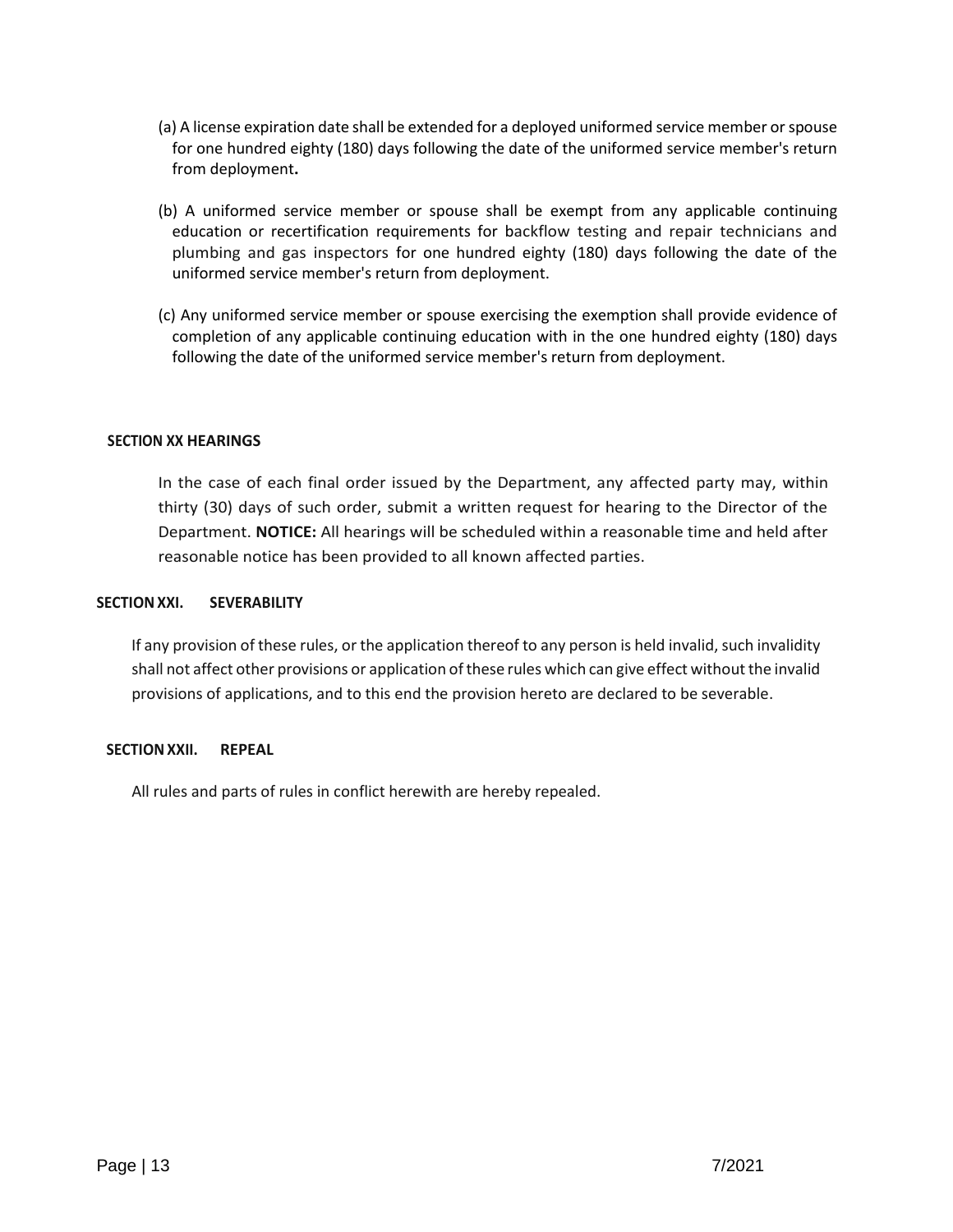(a) A license expiration date shall be extended for a deployed uniformed service member or spouse for one hundred eighty (180) days following the date of the uniformed service member's return from deployment**.**

(b) A uniformed service member or spouse shall be exempt from any applicable continuing education or recertification requirements for backflow testing and repair technicians and plumbing and gas inspectors for one hundred eighty (180) days following the date of the uniformed service member's return from deployment.

(c) Any uniformed service member or spouse exercising the exemption shall provide evidence of completion of any applicable continuing education with in the one hundred eighty (180) days following the date of the uniformed service member's return from deployment.

## SECTION XX HEARINGS

In the case of each final order issued by the Department, any affected party may, within thirty (30) days of such order, submit a written request for hearing to the Director of the Department. **NOTICE:** All hearings will be scheduled within a reasonable time and held after reasonable notice has been provided to all known affected parties.

## SECTION XXI. SEVERABILITY

If any provision of these rules, or the application thereof to any person is held invalid, such invalidity shall not affect other provisions or application of these rules which can give effect without the invalid provisions of applications, and to this end the provision hereto are declared to be severable.

## SECTION XXII. REPEAL

All rules and parts of rules in conflict herewith are hereby repealed.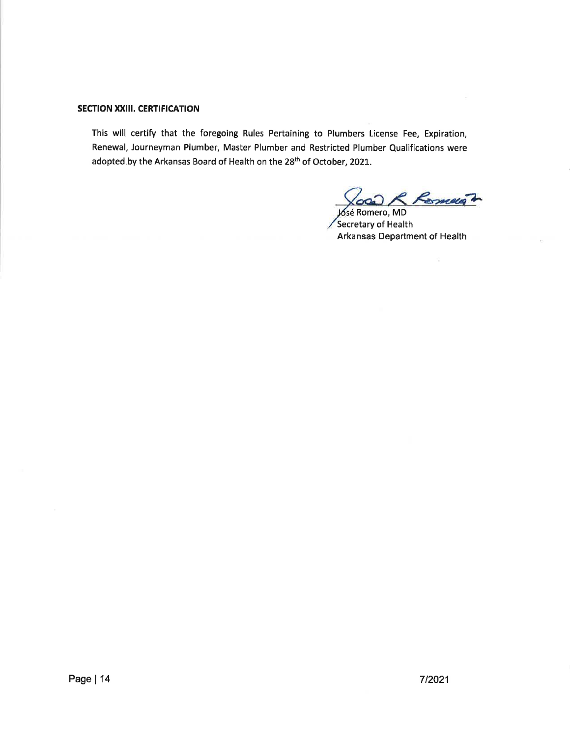**SECTION XXIII. CERTIFICATION**

This will certify that the foregoing Rules Pertaining to Plumbers License Fee, Expiration, Renewal, Journeyman Plumber, Master Plumber and Restricted Plumber Qualifications were adopted by the Arkansas Board of Health on the 28th of October, 2021.

José Romero, MD
Secretary of Health
Arkansas Department of Health

7/2021